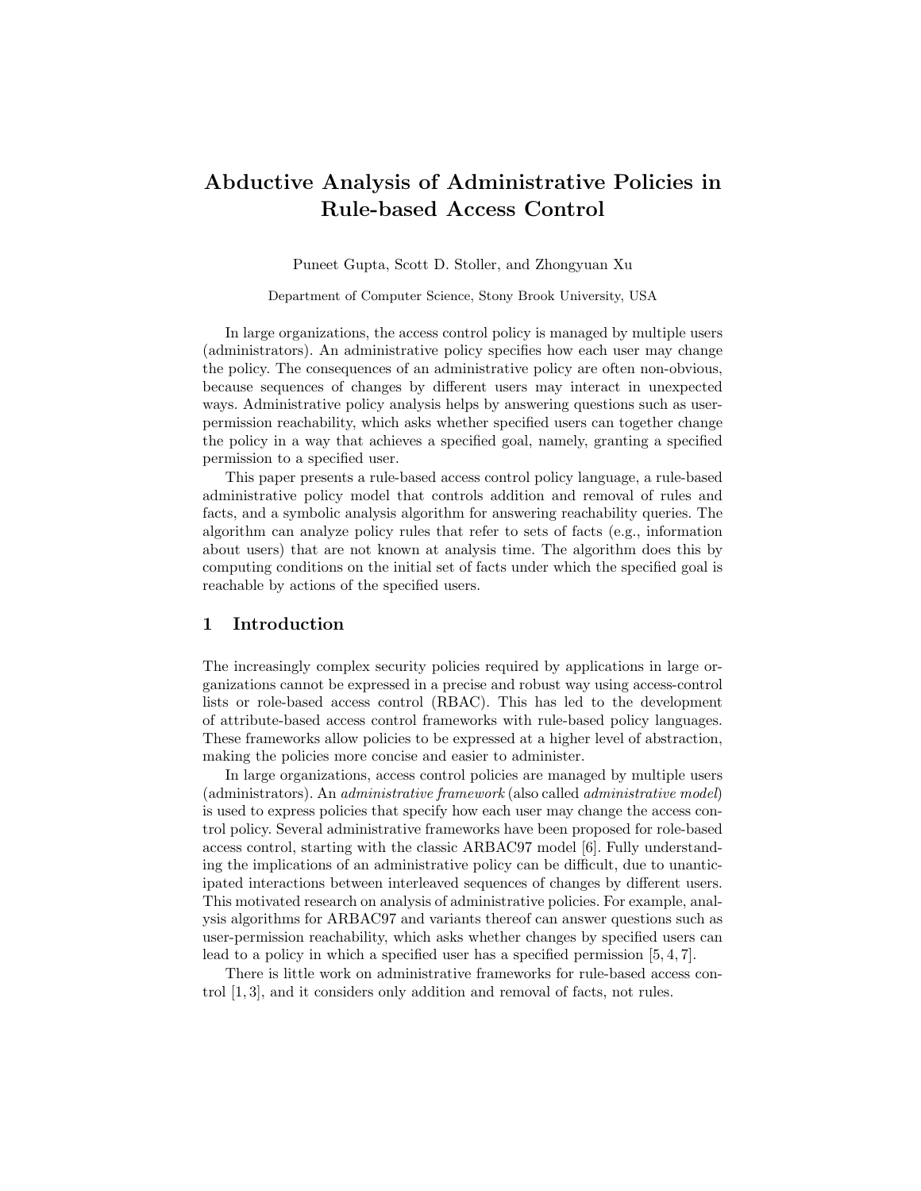# Abductive Analysis of Administrative Policies in Rule-based Access Control

Puneet Gupta, Scott D. Stoller, and Zhongyuan Xu

Department of Computer Science, Stony Brook University, USA

In large organizations, the access control policy is managed by multiple users (administrators). An administrative policy specifies how each user may change the policy. The consequences of an administrative policy are often non-obvious, because sequences of changes by different users may interact in unexpected ways. Administrative policy analysis helps by answering questions such as user-permission reachability, which asks whether specified users can together change the policy in a way that achieves a specified goal, namely, granting a specified permission to a specified user.

This paper presents a rule-based access control policy language, a rule-based administrative policy model that controls addition and removal of rules and facts, and a symbolic analysis algorithm for answering reachability queries. The algorithm can analyze policy rules that refer to sets of facts (e.g., information about users) that are not known at analysis time. The algorithm does this by computing conditions on the initial set of facts under which the specified goal is reachable by actions of the specified users.

## 1 Introduction

The increasingly complex security policies required by applications in large organizations cannot be expressed in a precise and robust way using access-control lists or role-based access control (RBAC). This has led to the development of attribute-based access control frameworks with rule-based policy languages. These frameworks allow policies to be expressed at a higher level of abstraction, making the policies more concise and easier to administer.

In large organizations, access control policies are managed by multiple users (administrators). An *administrative framework* (also called *administrative model*) is used to express policies that specify how each user may change the access control policy. Several administrative frameworks have been proposed for role-based access control, starting with the classic ARBAC97 model [6]. Fully understanding the implications of an administrative policy can be difficult, due to unanticipated interactions between interleaved sequences of changes by different users. This motivated research on analysis of administrative policies. For example, analysis algorithms for ARBAC97 and variants thereof can answer questions such as user-permission reachability, which asks whether changes by specified users can lead to a policy in which a specified user has a specified permission [5, 4, 7].

There is little work on administrative frameworks for rule-based access control [1, 3], and it considers only addition and removal of facts, not rules.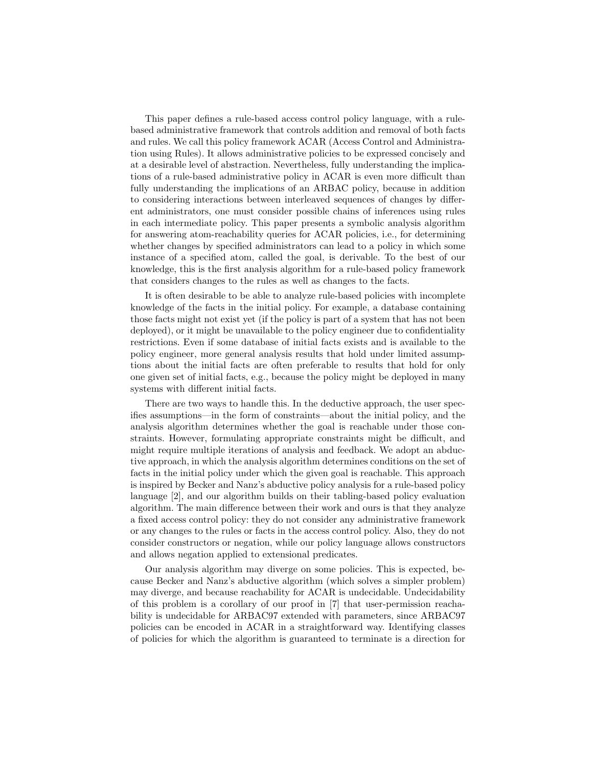This paper defines a rule-based access control policy language, with a rule-based administrative framework that controls addition and removal of both facts and rules. We call this policy framework ACAR (Access Control and Administration using Rules). It allows administrative policies to be expressed concisely and at a desirable level of abstraction. Nevertheless, fully understanding the implications of a rule-based administrative policy in ACAR is even more difficult than fully understanding the implications of an ARBAC policy, because in addition to considering interactions between interleaved sequences of changes by different administrators, one must consider possible chains of inferences using rules in each intermediate policy. This paper presents a symbolic analysis algorithm for answering atom-reachability queries for ACAR policies, i.e., for determining whether changes by specified administrators can lead to a policy in which some instance of a specified atom, called the goal, is derivable. To the best of our knowledge, this is the first analysis algorithm for a rule-based policy framework that considers changes to the rules as well as changes to the facts.

It is often desirable to be able to analyze rule-based policies with incomplete knowledge of the facts in the initial policy. For example, a database containing those facts might not exist yet (if the policy is part of a system that has not been deployed), or it might be unavailable to the policy engineer due to confidentiality restrictions. Even if some database of initial facts exists and is available to the policy engineer, more general analysis results that hold under limited assumptions about the initial facts are often preferable to results that hold for only one given set of initial facts, e.g., because the policy might be deployed in many systems with different initial facts.

There are two ways to handle this. In the deductive approach, the user specifies assumptions—in the form of constraints—about the initial policy, and the analysis algorithm determines whether the goal is reachable under those constraints. However, formulating appropriate constraints might be difficult, and might require multiple iterations of analysis and feedback. We adopt an abductive approach, in which the analysis algorithm determines conditions on the set of facts in the initial policy under which the given goal is reachable. This approach is inspired by Becker and Nanz's abductive policy analysis for a rule-based policy language [2], and our algorithm builds on their tabling-based policy evaluation algorithm. The main difference between their work and ours is that they analyze a fixed access control policy: they do not consider any administrative framework or any changes to the rules or facts in the access control policy. Also, they do not consider constructors or negation, while our policy language allows constructors and allows negation applied to extensional predicates.

Our analysis algorithm may diverge on some policies. This is expected, because Becker and Nanz's abductive algorithm (which solves a simpler problem) may diverge, and because reachability for ACAR is undecidable. Undecidability of this problem is a corollary of our proof in [7] that user-permission reachability is undecidable for ARBAC97 extended with parameters, since ARBAC97 policies can be encoded in ACAR in a straightforward way. Identifying classes of policies for which the algorithm is guaranteed to terminate is a direction for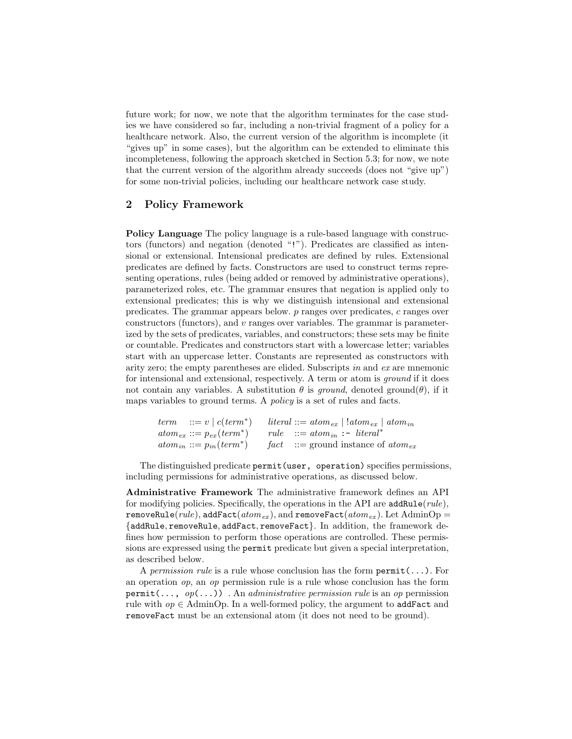future work; for now, we note that the algorithm terminates for the case studies we have considered so far, including a non-trivial fragment of a policy for a healthcare network. Also, the current version of the algorithm is incomplete (it "gives up" in some cases), but the algorithm can be extended to eliminate this incompleteness, following the approach sketched in Section 5.3; for now, we note that the current version of the algorithm already succeeds (does not "give up") for some non-trivial policies, including our healthcare network case study.

## 2 Policy Framework

**Policy Language** The policy language is a rule-based language with constructors (functors) and negation (denoted "`!`"). Predicates are classified as intensional or extensional. Intensional predicates are defined by rules. Extensional predicates are defined by facts. Constructors are used to construct terms representing operations, rules (being added or removed by administrative operations), parameterized roles, etc. The grammar ensures that negation is applied only to extensional predicates; this is why we distinguish intensional and extensional predicates. The grammar appears below. $p$ ranges over predicates, $c$ ranges over constructors (functors), and $v$ ranges over variables. The grammar is parameterized by the sets of predicates, variables, and constructors; these sets may be finite or countable. Predicates and constructors start with a lowercase letter; variables start with an uppercase letter. Constants are represented as constructors with arity zero; the empty parentheses are elided. Subscripts *in* and *ex* are mnemonic for intensional and extensional, respectively. A term or atom is *ground* if it does not contain any variables. A substitution $\theta$ is *ground*, denoted ground($\theta$), if it maps variables to ground terms. A *policy* is a set of rules and facts.

$$
\begin{array}{llll}
\textit{term} & ::= v \mid c(\textit{term}^*) & \textit{literal} & ::= \textit{atom}_{ex} \mid !\textit{atom}_{ex} \mid \textit{atom}_{in} \\
\textit{atom}_{ex} & ::= p_{ex}(\textit{term}^*) & \textit{rule} & ::= \textit{atom}_{in} \texttt{ :- } \textit{literal}^* \\
\textit{atom}_{in} & ::= p_{in}(\textit{term}^*) & \textit{fact} & ::= \text{ground instance of } \textit{atom}_{ex}
\end{array}
$$

The distinguished predicate `permit(user, operation)` specifies permissions, including permissions for administrative operations, as discussed below.

**Administrative Framework** The administrative framework defines an API for modifying policies. Specifically, the operations in the API are `addRule`(*rule*), `removeRule`(*rule*), `addFact`($atom_{ex}$), and `removeFact`($atom_{ex}$). Let AdminOp = {`addRule`, `removeRule`, `addFact`, `removeFact`}. In addition, the framework defines how permission to perform those operations are controlled. These permissions are expressed using the `permit` predicate but given a special interpretation, as described below.

A *permission rule* is a rule whose conclusion has the form `permit(...)`. For an operation *op*, an *op* permission rule is a rule whose conclusion has the form `permit(..., `*op*`(...))` . An *administrative permission rule* is an *op* permission rule with $op \in$ AdminOp. In a well-formed policy, the argument to `addFact` and `removeFact` must be an extensional atom (it does not need to be ground).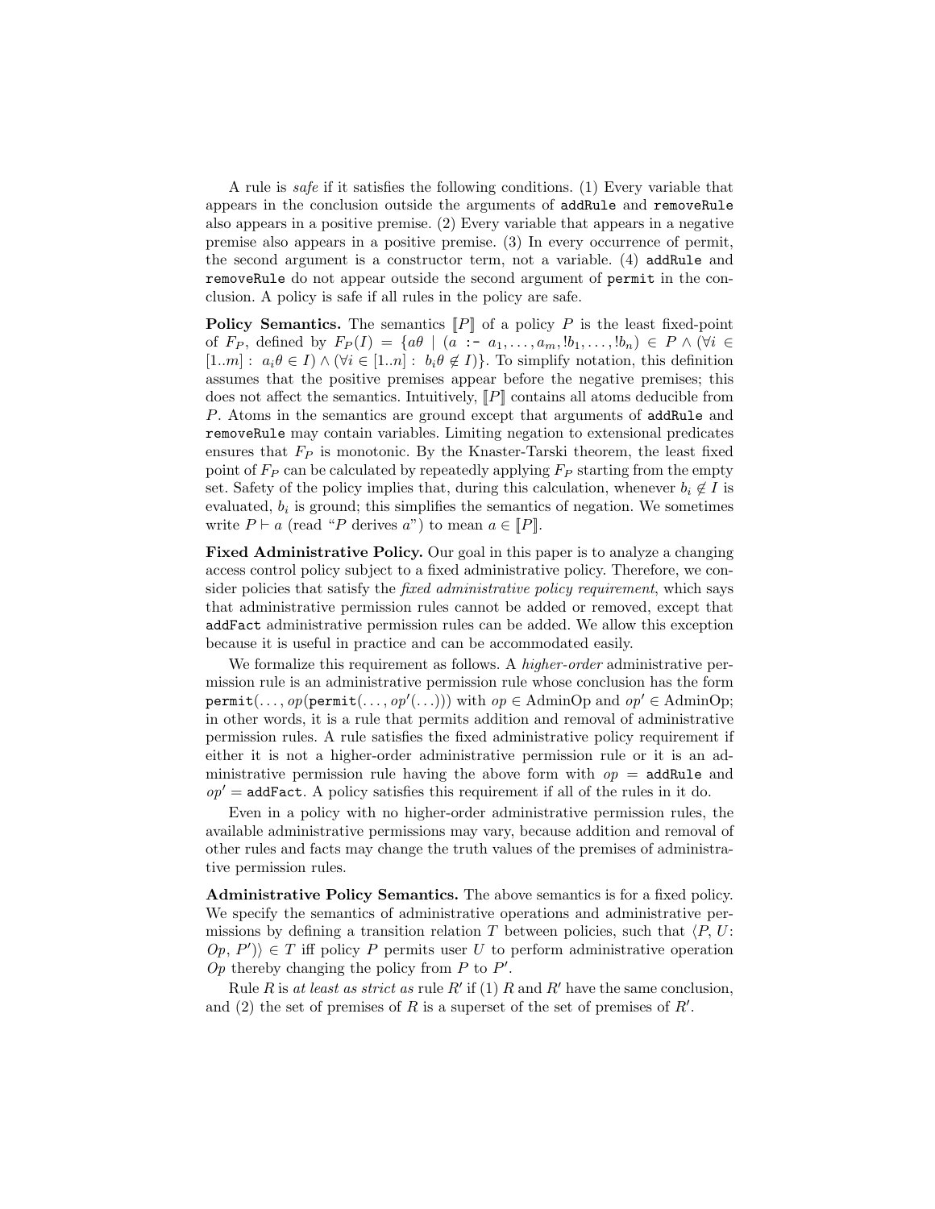A rule is *safe* if it satisfies the following conditions. (1) Every variable that appears in the conclusion outside the arguments of `addRule` and `removeRule` also appears in a positive premise. (2) Every variable that appears in a negative premise also appears in a positive premise. (3) In every occurrence of permit, the second argument is a constructor term, not a variable. (4) `addRule` and `removeRule` do not appear outside the second argument of `permit` in the conclusion. A policy is safe if all rules in the policy are safe.

**Policy Semantics.** The semantics $[\![P]\!]$ of a policy $P$ is the least fixed-point of $F_P$, defined by $F_P(I) = \{a\theta \mid (a \texttt{ :- } a_1, \ldots, a_m, !b_1, \ldots, !b_n) \in P \wedge (\forall i \in [1..m] : \ a_i\theta \in I) \wedge (\forall i \in [1..n] : \ b_i\theta \notin I)\}$. To simplify notation, this definition assumes that the positive premises appear before the negative premises; this does not affect the semantics. Intuitively, $[\![P]\!]$ contains all atoms deducible from $P$. Atoms in the semantics are ground except that arguments of `addRule` and `removeRule` may contain variables. Limiting negation to extensional predicates ensures that $F_P$ is monotonic. By the Knaster-Tarski theorem, the least fixed point of $F_P$ can be calculated by repeatedly applying $F_P$ starting from the empty set. Safety of the policy implies that, during this calculation, whenever $b_i \notin I$ is evaluated, $b_i$ is ground; this simplifies the semantics of negation. We sometimes write $P \vdash a$ (read "$P$ derives $a$") to mean $a \in [\![P]\!]$.

**Fixed Administrative Policy.** Our goal in this paper is to analyze a changing access control policy subject to a fixed administrative policy. Therefore, we consider policies that satisfy the *fixed administrative policy requirement*, which says that administrative permission rules cannot be added or removed, except that `addFact` administrative permission rules can be added. We allow this exception because it is useful in practice and can be accommodated easily.

We formalize this requirement as follows. A *higher-order* administrative permission rule is an administrative permission rule whose conclusion has the form $\texttt{permit}(\ldots, op(\texttt{permit}(\ldots, op'(\ldots)))$ with $op \in$ AdminOp and $op' \in$ AdminOp; in other words, it is a rule that permits addition and removal of administrative permission rules. A rule satisfies the fixed administrative policy requirement if either it is not a higher-order administrative permission rule or it is an administrative permission rule having the above form with $op = \texttt{addRule}$ and $op' = \texttt{addFact}$. A policy satisfies this requirement if all of the rules in it do.

Even in a policy with no higher-order administrative permission rules, the available administrative permissions may vary, because addition and removal of other rules and facts may change the truth values of the premises of administrative permission rules.

**Administrative Policy Semantics.** The above semantics is for a fixed policy. We specify the semantics of administrative operations and administrative permissions by defining a transition relation $T$ between policies, such that $\langle P, U\colon Op, P' \rangle \in T$ iff policy $P$ permits user $U$ to perform administrative operation $Op$ thereby changing the policy from $P$ to $P'$.

Rule $R$ is *at least as strict as* rule $R'$ if (1) $R$ and $R'$ have the same conclusion, and (2) the set of premises of $R$ is a superset of the set of premises of $R'$.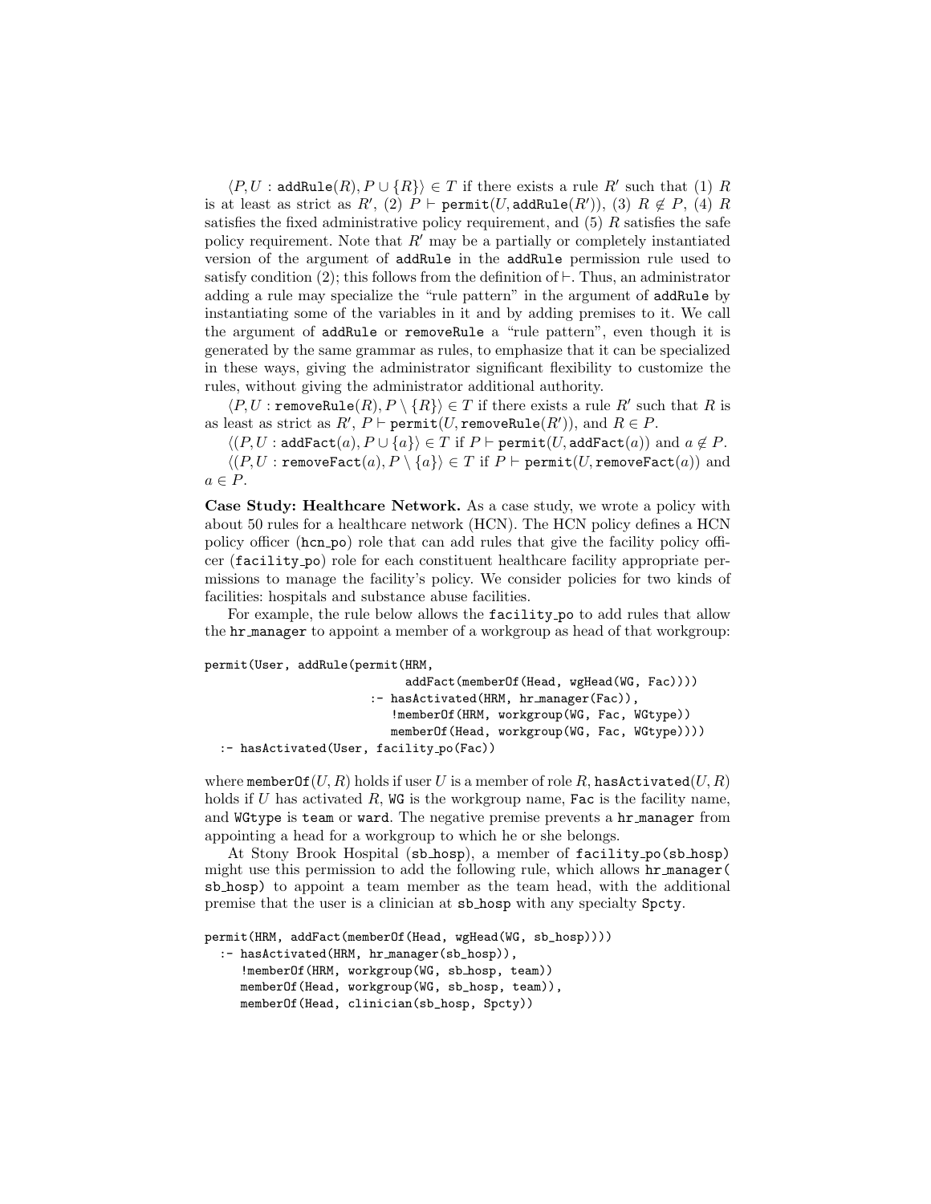$\langle P, U : \texttt{addRule}(R), P \cup \{R\}\rangle \in T$ if there exists a rule $R'$ such that (1) $R$ is at least as strict as $R'$, (2) $P \vdash \texttt{permit}(U, \texttt{addRule}(R'))$, (3) $R \notin P$, (4) $R$ satisfies the fixed administrative policy requirement, and (5) $R$ satisfies the safe policy requirement. Note that $R'$ may be a partially or completely instantiated version of the argument of addRule in the addRule permission rule used to satisfy condition (2); this follows from the definition of $\vdash$. Thus, an administrator adding a rule may specialize the "rule pattern" in the argument of addRule by instantiating some of the variables in it and by adding premises to it. We call the argument of addRule or removeRule a "rule pattern", even though it is generated by the same grammar as rules, to emphasize that it can be specialized in these ways, giving the administrator significant flexibility to customize the rules, without giving the administrator additional authority.

$\langle P, U : \texttt{removeRule}(R), P \setminus \{R\}\rangle \in T$ if there exists a rule $R'$ such that $R$ is as least as strict as $R'$, $P \vdash \texttt{permit}(U, \texttt{removeRule}(R'))$, and $R \in P$.

$\langle(P, U : \texttt{addFact}(a), P \cup \{a\}\rangle \in T$ if $P \vdash \texttt{permit}(U, \texttt{addFact}(a))$ and $a \notin P$.

$\langle(P, U : \texttt{removeFact}(a), P \setminus \{a\}\rangle \in T$ if $P \vdash \texttt{permit}(U, \texttt{removeFact}(a))$ and $a \in P$.

**Case Study: Healthcare Network.** As a case study, we wrote a policy with about 50 rules for a healthcare network (HCN). The HCN policy defines a HCN policy officer (hcn_po) role that can add rules that give the facility policy officer (facility_po) role for each constituent healthcare facility appropriate permissions to manage the facility's policy. We consider policies for two kinds of facilities: hospitals and substance abuse facilities.

For example, the rule below allows the facility_po to add rules that allow the hr_manager to appoint a member of a workgroup as head of that workgroup:

```
permit(User, addRule(permit(HRM,
                              addFact(memberOf(Head, wgHead(WG, Fac))))
                        :- hasActivated(HRM, hr_manager(Fac)),
                           !memberOf(HRM, workgroup(WG, Fac, WGtype))
                           memberOf(Head, workgroup(WG, Fac, WGtype))))
  :- hasActivated(User, facility_po(Fac))
```

where $\texttt{memberOf}(U, R)$ holds if user $U$ is a member of role $R$, $\texttt{hasActivated}(U, R)$ holds if $U$ has activated $R$, WG is the workgroup name, Fac is the facility name, and WGtype is team or ward. The negative premise prevents a hr_manager from appointing a head for a workgroup to which he or she belongs.

At Stony Brook Hospital (sb_hosp), a member of facility_po(sb_hosp) might use this permission to add the following rule, which allows hr_manager( sb_hosp) to appoint a team member as the team head, with the additional premise that the user is a clinician at sb_hosp with any specialty Spcty.

```
permit(HRM, addFact(memberOf(Head, wgHead(WG, sb_hosp))))
  :- hasActivated(HRM, hr_manager(sb_hosp)),
     !memberOf(HRM, workgroup(WG, sb_hosp, team))
     memberOf(Head, workgroup(WG, sb_hosp, team)),
     memberOf(Head, clinician(sb_hosp, Spcty))
```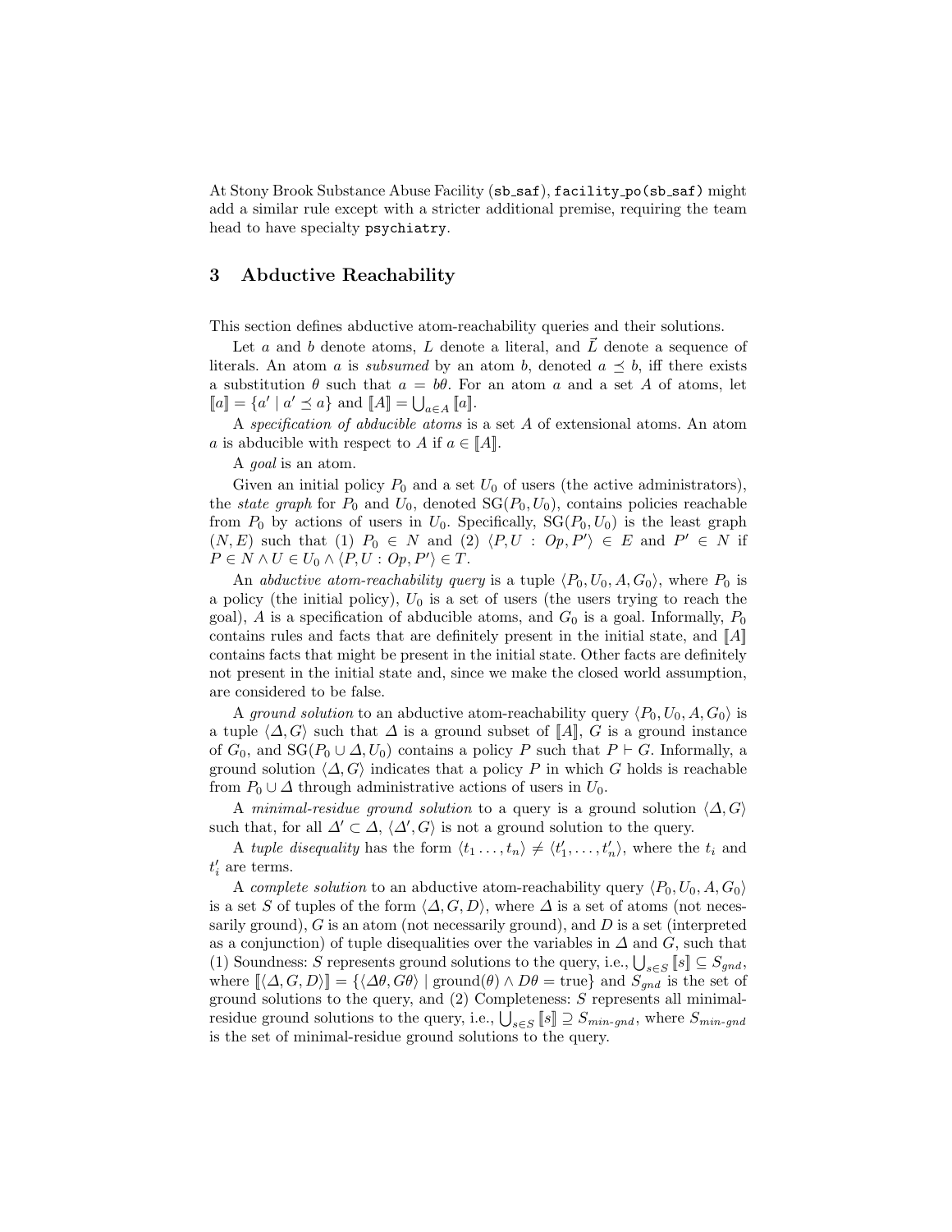At Stony Brook Substance Abuse Facility (`sb_saf`), `facility_po(sb_saf)` might add a similar rule except with a stricter additional premise, requiring the team head to have specialty `psychiatry`.

## 3 Abductive Reachability

This section defines abductive atom-reachability queries and their solutions.

Let $a$ and $b$ denote atoms, $L$ denote a literal, and $\vec{L}$ denote a sequence of literals. An atom $a$ is *subsumed* by an atom $b$, denoted $a \preceq b$, iff there exists a substitution $\theta$ such that $a = b\theta$. For an atom $a$ and a set $A$ of atoms, let $[\![a]\!] = \{a' \mid a' \preceq a\}$ and $[\![A]\!] = \bigcup_{a \in A} [\![a]\!]$.

A *specification of abducible atoms* is a set $A$ of extensional atoms. An atom $a$ is abducible with respect to $A$ if $a \in [\![A]\!]$.

A *goal* is an atom.

Given an initial policy $P_0$ and a set $U_0$ of users (the active administrators), the *state graph* for $P_0$ and $U_0$, denoted $\mathrm{SG}(P_0, U_0)$, contains policies reachable from $P_0$ by actions of users in $U_0$. Specifically, $\mathrm{SG}(P_0, U_0)$ is the least graph $(N, E)$ such that (1) $P_0 \in N$ and (2) $\langle P, U : Op, P' \rangle \in E$ and $P' \in N$ if $P \in N \wedge U \in U_0 \wedge \langle P, U : Op, P' \rangle \in T$.

An *abductive atom-reachability query* is a tuple $\langle P_0, U_0, A, G_0 \rangle$, where $P_0$ is a policy (the initial policy), $U_0$ is a set of users (the users trying to reach the goal), $A$ is a specification of abducible atoms, and $G_0$ is a goal. Informally, $P_0$ contains rules and facts that are definitely present in the initial state, and $[\![A]\!]$ contains facts that might be present in the initial state. Other facts are definitely not present in the initial state and, since we make the closed world assumption, are considered to be false.

A *ground solution* to an abductive atom-reachability query $\langle P_0, U_0, A, G_0 \rangle$ is a tuple $\langle \Delta, G \rangle$ such that $\Delta$ is a ground subset of $[\![A]\!]$, $G$ is a ground instance of $G_0$, and $\mathrm{SG}(P_0 \cup \Delta, U_0)$ contains a policy $P$ such that $P \vdash G$. Informally, a ground solution $\langle \Delta, G \rangle$ indicates that a policy $P$ in which $G$ holds is reachable from $P_0 \cup \Delta$ through administrative actions of users in $U_0$.

A *minimal-residue ground solution* to a query is a ground solution $\langle \Delta, G \rangle$ such that, for all $\Delta' \subset \Delta$, $\langle \Delta', G \rangle$ is not a ground solution to the query.

A *tuple disequality* has the form $\langle t_1 \ldots, t_n \rangle \neq \langle t'_1, \ldots, t'_n \rangle$, where the $t_i$ and $t'_i$ are terms.

A *complete solution* to an abductive atom-reachability query $\langle P_0, U_0, A, G_0 \rangle$ is a set $S$ of tuples of the form $\langle \Delta, G, D \rangle$, where $\Delta$ is a set of atoms (not necessarily ground), $G$ is an atom (not necessarily ground), and $D$ is a set (interpreted as a conjunction) of tuple disequalities over the variables in $\Delta$ and $G$, such that (1) Soundness: $S$ represents ground solutions to the query, i.e., $\bigcup_{s \in S} [\![s]\!] \subseteq S_{gnd}$, where $[\![\langle \Delta, G, D \rangle]\!] = \{\langle \Delta\theta, G\theta \rangle \mid \mathrm{ground}(\theta) \wedge D\theta = \mathrm{true}\}$ and $S_{gnd}$ is the set of ground solutions to the query, and (2) Completeness: $S$ represents all minimal-residue ground solutions to the query, i.e., $\bigcup_{s \in S} [\![s]\!] \supseteq S_{min\text{-}gnd}$, where $S_{min\text{-}gnd}$ is the set of minimal-residue ground solutions to the query.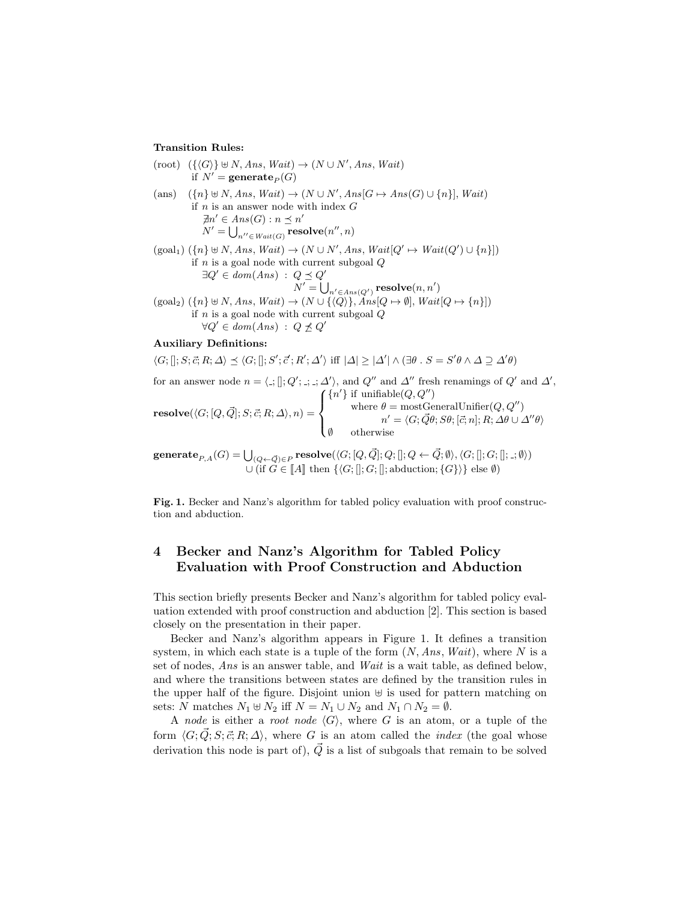**Transition Rules:**

(root) $(\{\langle G\rangle\} \uplus N, Ans, Wait) \rightarrow (N \cup N', Ans, Wait)$
 if $N' = \mathbf{generate}_P(G)$

(ans) $(\{n\} \uplus N, Ans, Wait) \rightarrow (N \cup N', Ans[G \mapsto Ans(G) \cup \{n\}], Wait)$
 if $n$ is an answer node with index $G$
 $\nexists n' \in Ans(G) : n \preceq n'$
 $N' = \bigcup_{n'' \in Wait(G)} \mathbf{resolve}(n'', n)$

(goal$_1$) $(\{n\} \uplus N, Ans, Wait) \rightarrow (N \cup N', Ans, Wait[Q' \mapsto Wait(Q') \cup \{n\}])$
 if $n$ is a goal node with current subgoal $Q$
 $\exists Q' \in dom(Ans) \ : \ Q \preceq Q'$
 $N' = \bigcup_{n' \in Ans(Q')} \mathbf{resolve}(n, n')$

(goal$_2$) $(\{n\} \uplus N, Ans, Wait) \rightarrow (N \cup \{\langle Q\rangle\}, Ans[Q \mapsto \emptyset], Wait[Q \mapsto \{n\}])$
 if $n$ is a goal node with current subgoal $Q$
 $\forall Q' \in dom(Ans) \ : \ Q \not\preceq Q'$

**Auxiliary Definitions:**

$\langle G; []; S; \vec{c}; R; \Delta\rangle \preceq \langle G; []; S'; \vec{c}'; R'; \Delta'\rangle$ iff $|\Delta| \geq |\Delta'| \wedge (\exists\theta \,.\, S = S'\theta \wedge \Delta \supseteq \Delta'\theta)$

for an answer node $n = \langle \_; []; Q'; \_; \_; \Delta'\rangle$, and $Q''$ and $\Delta''$ fresh renamings of $Q'$ and $\Delta'$,

$$\mathbf{resolve}(\langle G; [Q, \vec{Q}]; S; \vec{c}; R; \Delta\rangle, n) = \begin{cases} \{n'\} \text{ if unifiable}(Q, Q'') \\ \qquad \text{where } \theta = \text{mostGeneralUnifier}(Q, Q'') \\ \qquad\qquad n' = \langle G; \vec{Q}\theta; S\theta; [\vec{c}; n]; R; \Delta\theta \cup \Delta''\theta\rangle \\ \emptyset \quad \text{otherwise} \end{cases}$$

$$\mathbf{generate}_{P,A}(G) = \bigcup_{(Q \leftarrow \vec{Q}) \in P} \mathbf{resolve}(\langle G; [Q, \vec{Q}]; Q; []; Q \leftarrow \vec{Q}; \emptyset\rangle, \langle G; []; G; []; \_; \emptyset\rangle)$$
$$\cup \text{ (if } G \in [\![A]\!] \text{ then } \{\langle G; []; G; []; \text{abduction}; \{G\}\rangle\} \text{ else } \emptyset)$$

**Fig. 1.** Becker and Nanz's algorithm for tabled policy evaluation with proof construction and abduction.

## 4 Becker and Nanz's Algorithm for Tabled Policy Evaluation with Proof Construction and Abduction

This section briefly presents Becker and Nanz's algorithm for tabled policy evaluation extended with proof construction and abduction [2]. This section is based closely on the presentation in their paper.

Becker and Nanz's algorithm appears in Figure 1. It defines a transition system, in which each state is a tuple of the form $(N, Ans, Wait)$, where $N$ is a set of nodes, $Ans$ is an answer table, and $Wait$ is a wait table, as defined below, and where the transitions between states are defined by the transition rules in the upper half of the figure. Disjoint union $\uplus$ is used for pattern matching on sets: $N$ matches $N_1 \uplus N_2$ iff $N = N_1 \cup N_2$ and $N_1 \cap N_2 = \emptyset$.

A *node* is either a *root node* $\langle G\rangle$, where $G$ is an atom, or a tuple of the form $\langle G; \vec{Q}; S; \vec{c}; R; \Delta\rangle$, where $G$ is an atom called the *index* (the goal whose derivation this node is part of), $\vec{Q}$ is a list of subgoals that remain to be solved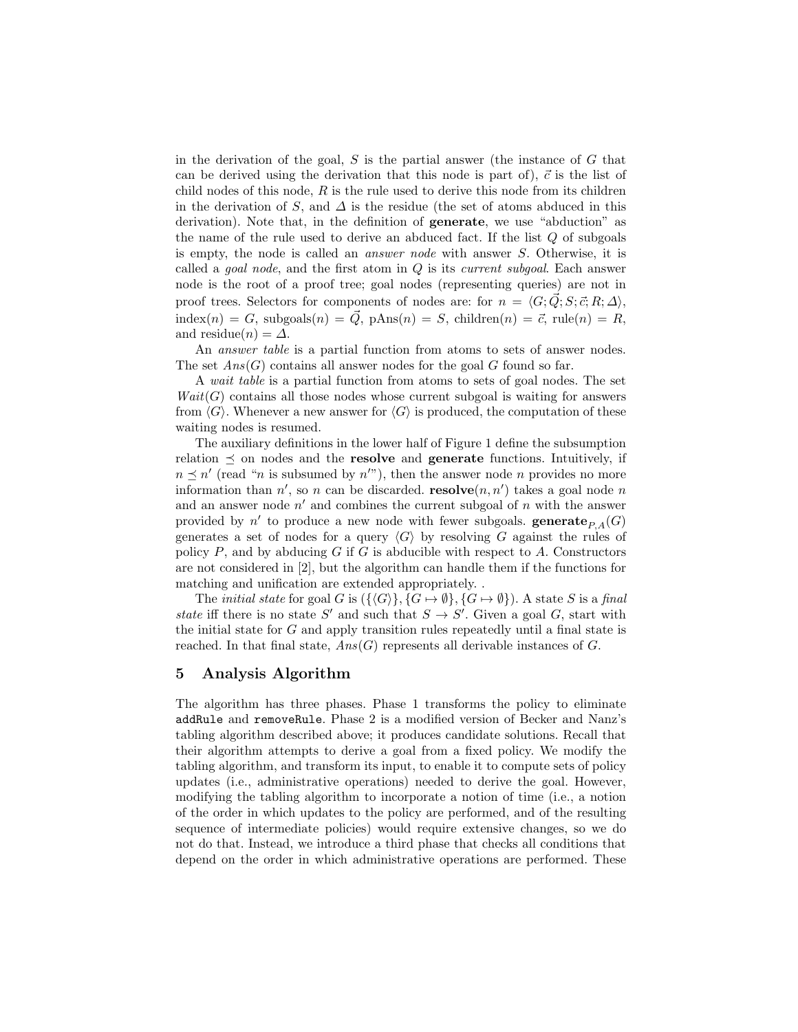in the derivation of the goal, $S$ is the partial answer (the instance of $G$ that can be derived using the derivation that this node is part of), $\vec{c}$ is the list of child nodes of this node, $R$ is the rule used to derive this node from its children in the derivation of $S$, and $\Delta$ is the residue (the set of atoms abduced in this derivation). Note that, in the definition of **generate**, we use "abduction" as the name of the rule used to derive an abduced fact. If the list $Q$ of subgoals is empty, the node is called an *answer node* with answer $S$. Otherwise, it is called a *goal node*, and the first atom in $Q$ is its *current subgoal*. Each answer node is the root of a proof tree; goal nodes (representing queries) are not in proof trees. Selectors for components of nodes are: for $n = \langle G; \vec{Q}; S; \vec{c}; R; \Delta \rangle$, $\text{index}(n) = G$, $\text{subgoals}(n) = \vec{Q}$, $\text{pAns}(n) = S$, $\text{children}(n) = \vec{c}$, $\text{rule}(n) = R$, and $\text{residue}(n) = \Delta$.

An *answer table* is a partial function from atoms to sets of answer nodes. The set $Ans(G)$ contains all answer nodes for the goal $G$ found so far.

A *wait table* is a partial function from atoms to sets of goal nodes. The set $Wait(G)$ contains all those nodes whose current subgoal is waiting for answers from $\langle G \rangle$. Whenever a new answer for $\langle G \rangle$ is produced, the computation of these waiting nodes is resumed.

The auxiliary definitions in the lower half of Figure 1 define the subsumption relation $\preceq$ on nodes and the **resolve** and **generate** functions. Intuitively, if $n \preceq n'$ (read "$n$ is subsumed by $n'$"), then the answer node $n$ provides no more information than $n'$, so $n$ can be discarded. $\mathbf{resolve}(n, n')$ takes a goal node $n$ and an answer node $n'$ and combines the current subgoal of $n$ with the answer provided by $n'$ to produce a new node with fewer subgoals. $\mathbf{generate}_{P,A}(G)$ generates a set of nodes for a query $\langle G \rangle$ by resolving $G$ against the rules of policy $P$, and by abducing $G$ if $G$ is abducible with respect to $A$. Constructors are not considered in [2], but the algorithm can handle them if the functions for matching and unification are extended appropriately. .

The *initial state* for goal $G$ is $(\{\langle G \rangle\}, \{G \mapsto \emptyset\}, \{G \mapsto \emptyset\})$. A state $S$ is a *final state* iff there is no state $S'$ and such that $S \to S'$. Given a goal $G$, start with the initial state for $G$ and apply transition rules repeatedly until a final state is reached. In that final state, $Ans(G)$ represents all derivable instances of $G$.

## 5 Analysis Algorithm

The algorithm has three phases. Phase 1 transforms the policy to eliminate `addRule` and `removeRule`. Phase 2 is a modified version of Becker and Nanz's tabling algorithm described above; it produces candidate solutions. Recall that their algorithm attempts to derive a goal from a fixed policy. We modify the tabling algorithm, and transform its input, to enable it to compute sets of policy updates (i.e., administrative operations) needed to derive the goal. However, modifying the tabling algorithm to incorporate a notion of time (i.e., a notion of the order in which updates to the policy are performed, and of the resulting sequence of intermediate policies) would require extensive changes, so we do not do that. Instead, we introduce a third phase that checks all conditions that depend on the order in which administrative operations are performed. These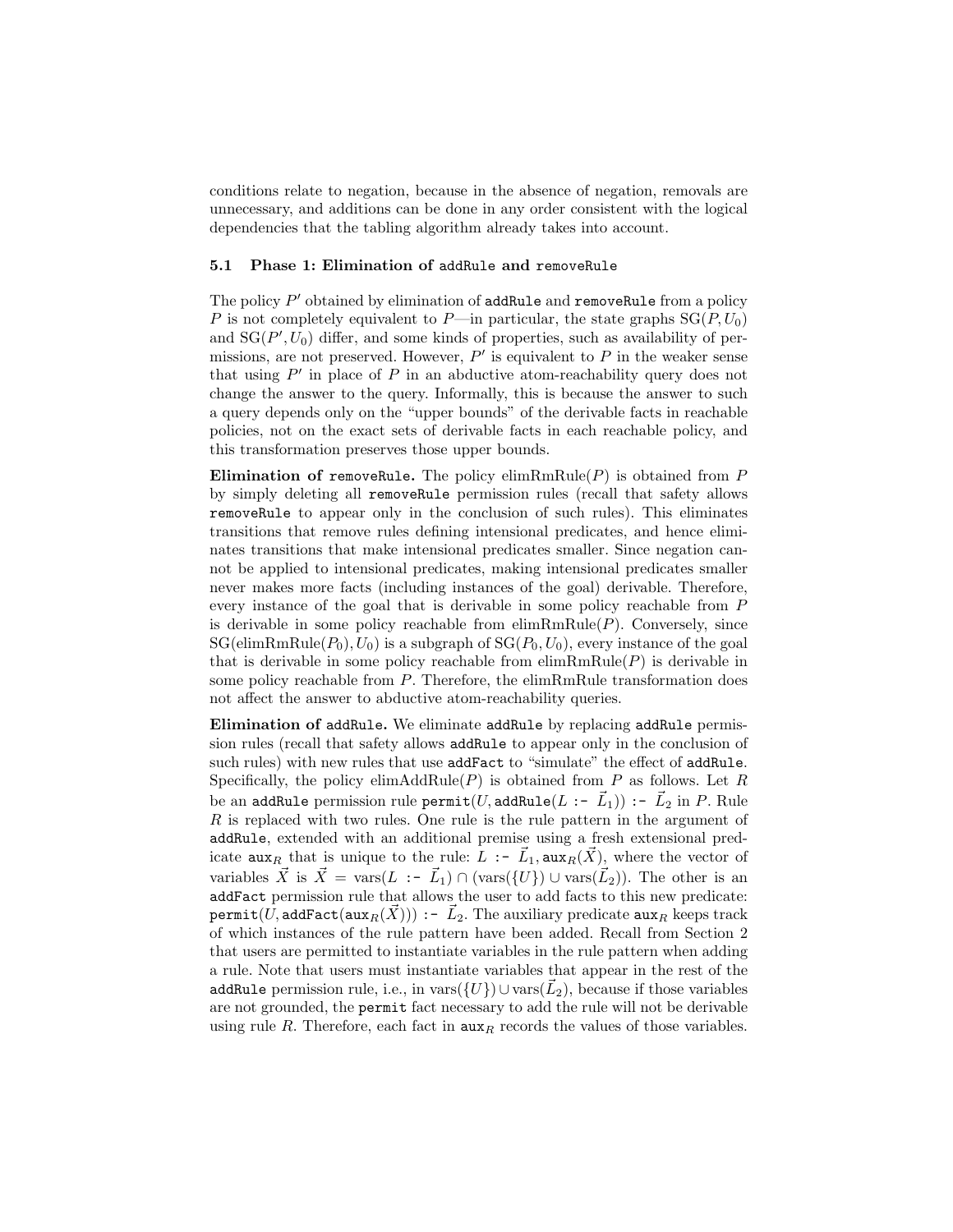conditions relate to negation, because in the absence of negation, removals are unnecessary, and additions can be done in any order consistent with the logical dependencies that the tabling algorithm already takes into account.

### 5.1 Phase 1: Elimination of `addRule` and `removeRule`

The policy $P'$ obtained by elimination of `addRule` and `removeRule` from a policy $P$ is not completely equivalent to $P$—in particular, the state graphs $\mathrm{SG}(P, U_0)$ and $\mathrm{SG}(P', U_0)$ differ, and some kinds of properties, such as availability of permissions, are not preserved. However, $P'$ is equivalent to $P$ in the weaker sense that using $P'$ in place of $P$ in an abductive atom-reachability query does not change the answer to the query. Informally, this is because the answer to such a query depends only on the "upper bounds" of the derivable facts in reachable policies, not on the exact sets of derivable facts in each reachable policy, and this transformation preserves those upper bounds.

**Elimination of `removeRule`.** The policy $\mathrm{elimRmRule}(P)$ is obtained from $P$ by simply deleting all `removeRule` permission rules (recall that safety allows `removeRule` to appear only in the conclusion of such rules). This eliminates transitions that remove rules defining intensional predicates, and hence eliminates transitions that make intensional predicates smaller. Since negation cannot be applied to intensional predicates, making intensional predicates smaller never makes more facts (including instances of the goal) derivable. Therefore, every instance of the goal that is derivable in some policy reachable from $P$ is derivable in some policy reachable from $\mathrm{elimRmRule}(P)$. Conversely, since $\mathrm{SG}(\mathrm{elimRmRule}(P_0), U_0)$ is a subgraph of $\mathrm{SG}(P_0, U_0)$, every instance of the goal that is derivable in some policy reachable from $\mathrm{elimRmRule}(P)$ is derivable in some policy reachable from $P$. Therefore, the elimRmRule transformation does not affect the answer to abductive atom-reachability queries.

**Elimination of `addRule`.** We eliminate `addRule` by replacing `addRule` permission rules (recall that safety allows `addRule` to appear only in the conclusion of such rules) with new rules that use `addFact` to "simulate" the effect of `addRule`. Specifically, the policy $\mathrm{elimAddRule}(P)$ is obtained from $P$ as follows. Let $R$ be an `addRule` permission rule $\mathtt{permit}(U, \mathtt{addRule}(L\ \mathtt{:-}\ \vec{L}_1))\ \mathtt{:-}\ \vec{L}_2$ in $P$. Rule $R$ is replaced with two rules. One rule is the rule pattern in the argument of `addRule`, extended with an additional premise using a fresh extensional predicate $\mathtt{aux}_R$ that is unique to the rule: $L\ \mathtt{:-}\ \vec{L}_1, \mathtt{aux}_R(\vec{X})$, where the vector of variables $\vec{X}$ is $\vec{X} = \mathrm{vars}(L\ \mathtt{:-}\ \vec{L}_1) \cap (\mathrm{vars}(\{U\}) \cup \mathrm{vars}(\vec{L}_2))$. The other is an `addFact` permission rule that allows the user to add facts to this new predicate: $\mathtt{permit}(U, \mathtt{addFact}(\mathtt{aux}_R(\vec{X})))\ \mathtt{:-}\ \vec{L}_2$. The auxiliary predicate $\mathtt{aux}_R$ keeps track of which instances of the rule pattern have been added. Recall from Section 2 that users are permitted to instantiate variables in the rule pattern when adding a rule. Note that users must instantiate variables that appear in the rest of the `addRule` permission rule, i.e., in $\mathrm{vars}(\{U\}) \cup \mathrm{vars}(\vec{L}_2)$, because if those variables are not grounded, the `permit` fact necessary to add the rule will not be derivable using rule $R$. Therefore, each fact in $\mathtt{aux}_R$ records the values of those variables.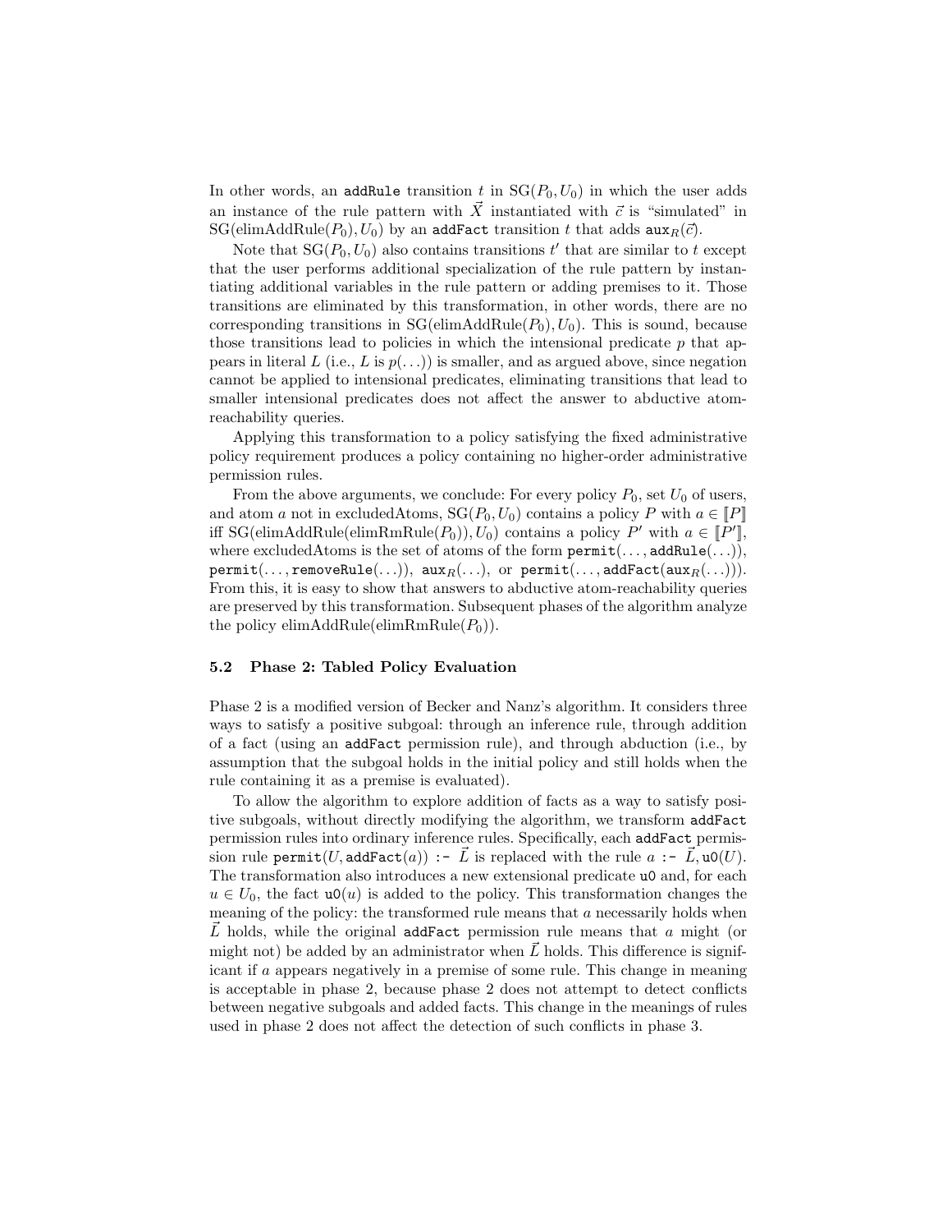In other words, an addRule transition $t$ in $\mathrm{SG}(P_0, U_0)$ in which the user adds an instance of the rule pattern with $\vec{X}$ instantiated with $\vec{c}$ is "simulated" in $\mathrm{SG}(\mathrm{elimAddRule}(P_0), U_0)$ by an addFact transition $t$ that adds $\mathtt{aux}_R(\vec{c})$.

Note that $\mathrm{SG}(P_0, U_0)$ also contains transitions $t'$ that are similar to $t$ except that the user performs additional specialization of the rule pattern by instantiating additional variables in the rule pattern or adding premises to it. Those transitions are eliminated by this transformation, in other words, there are no corresponding transitions in $\mathrm{SG}(\mathrm{elimAddRule}(P_0), U_0)$. This is sound, because those transitions lead to policies in which the intensional predicate $p$ that appears in literal $L$ (i.e., $L$ is $p(\ldots)$) is smaller, and as argued above, since negation cannot be applied to intensional predicates, eliminating transitions that lead to smaller intensional predicates does not affect the answer to abductive atom-reachability queries.

Applying this transformation to a policy satisfying the fixed administrative policy requirement produces a policy containing no higher-order administrative permission rules.

From the above arguments, we conclude: For every policy $P_0$, set $U_0$ of users, and atom $a$ not in excludedAtoms, $\mathrm{SG}(P_0, U_0)$ contains a policy $P$ with $a \in [\![P]\!]$ iff $\mathrm{SG}(\mathrm{elimAddRule}(\mathrm{elimRmRule}(P_0)), U_0)$ contains a policy $P'$ with $a \in [\![P']\!]$, where excludedAtoms is the set of atoms of the form $\mathtt{permit}(\ldots, \mathtt{addRule}(\ldots))$, $\mathtt{permit}(\ldots, \mathtt{removeRule}(\ldots))$, $\mathtt{aux}_R(\ldots)$, or $\mathtt{permit}(\ldots, \mathtt{addFact}(\mathtt{aux}_R(\ldots)))$. From this, it is easy to show that answers to abductive atom-reachability queries are preserved by this transformation. Subsequent phases of the algorithm analyze the policy $\mathrm{elimAddRule}(\mathrm{elimRmRule}(P_0))$.

### 5.2 Phase 2: Tabled Policy Evaluation

Phase 2 is a modified version of Becker and Nanz's algorithm. It considers three ways to satisfy a positive subgoal: through an inference rule, through addition of a fact (using an addFact permission rule), and through abduction (i.e., by assumption that the subgoal holds in the initial policy and still holds when the rule containing it as a premise is evaluated).

To allow the algorithm to explore addition of facts as a way to satisfy positive subgoals, without directly modifying the algorithm, we transform addFact permission rules into ordinary inference rules. Specifically, each addFact permission rule $\mathtt{permit}(U, \mathtt{addFact}(a))$ :- $\vec{L}$ is replaced with the rule $a$ :- $\vec{L}, \mathtt{u0}(U)$. The transformation also introduces a new extensional predicate u0 and, for each $u \in U_0$, the fact $\mathtt{u0}(u)$ is added to the policy. This transformation changes the meaning of the policy: the transformed rule means that $a$ necessarily holds when $\vec{L}$ holds, while the original addFact permission rule means that $a$ might (or might not) be added by an administrator when $\vec{L}$ holds. This difference is significant if $a$ appears negatively in a premise of some rule. This change in meaning is acceptable in phase 2, because phase 2 does not attempt to detect conflicts between negative subgoals and added facts. This change in the meanings of rules used in phase 2 does not affect the detection of such conflicts in phase 3.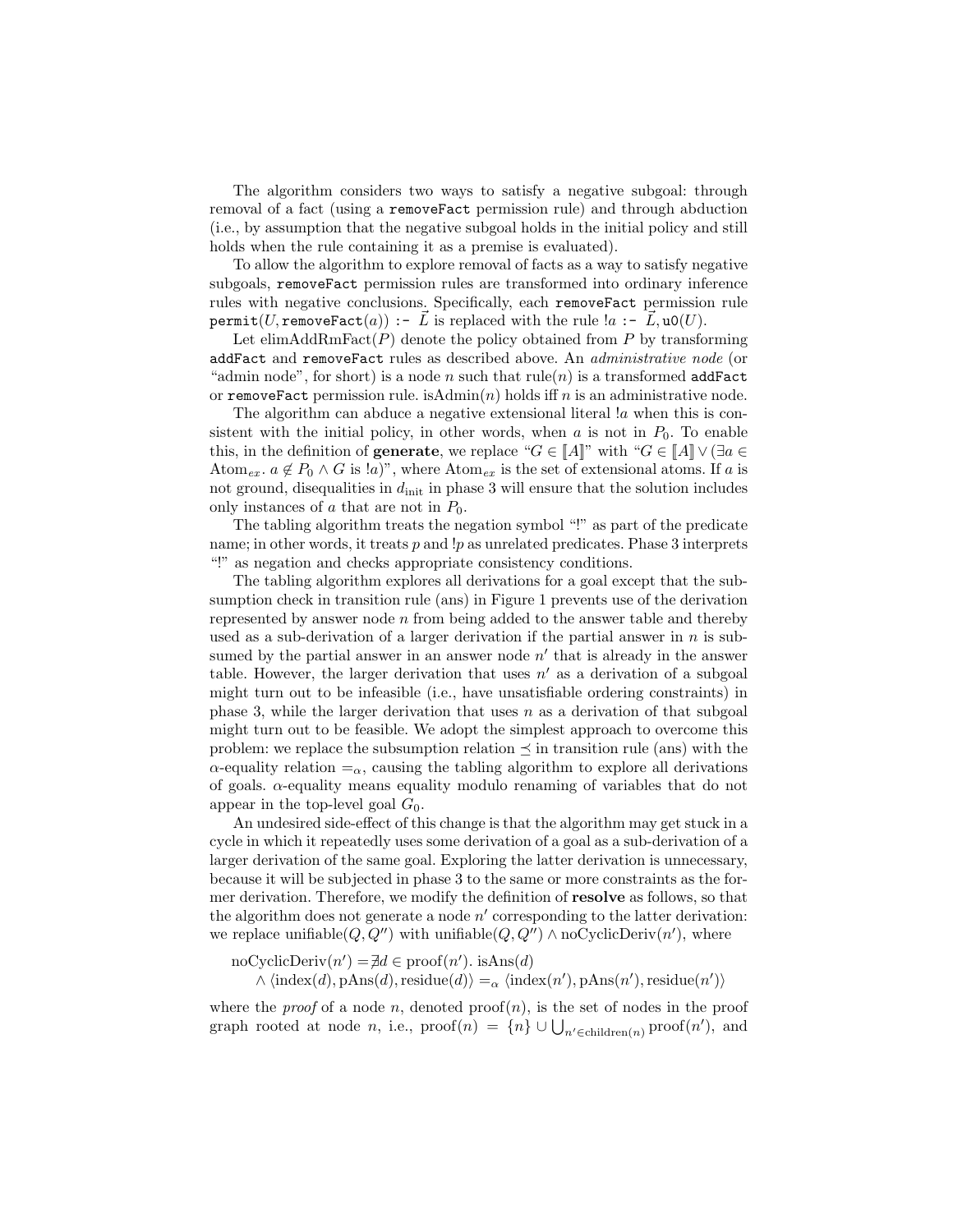The algorithm considers two ways to satisfy a negative subgoal: through removal of a fact (using a `removeFact` permission rule) and through abduction (i.e., by assumption that the negative subgoal holds in the initial policy and still holds when the rule containing it as a premise is evaluated).

To allow the algorithm to explore removal of facts as a way to satisfy negative subgoals, `removeFact` permission rules are transformed into ordinary inference rules with negative conclusions. Specifically, each `removeFact` permission rule `permit`$(U,$ `removeFact`$(a))$ `:-` $\vec{L}$ is replaced with the rule $!a$ `:-` $\vec{L},$ `u0`$(U)$.

Let elimAddRmFact$(P)$ denote the policy obtained from $P$ by transforming `addFact` and `removeFact` rules as described above. An *administrative node* (or "admin node", for short) is a node $n$ such that rule$(n)$ is a transformed `addFact` or `removeFact` permission rule. isAdmin$(n)$ holds iff $n$ is an administrative node.

The algorithm can abduce a negative extensional literal $!a$ when this is consistent with the initial policy, in other words, when $a$ is not in $P_0$. To enable this, in the definition of **generate**, we replace "$G \in [\![A]\!]$" with "$G \in [\![A]\!] \vee (\exists a \in \text{Atom}_{ex}.\ a \notin P_0 \wedge G \text{ is } !a)$", where $\text{Atom}_{ex}$ is the set of extensional atoms. If $a$ is not ground, disequalities in $d_{\text{init}}$ in phase 3 will ensure that the solution includes only instances of $a$ that are not in $P_0$.

The tabling algorithm treats the negation symbol "!" as part of the predicate name; in other words, it treats $p$ and $!p$ as unrelated predicates. Phase 3 interprets "!" as negation and checks appropriate consistency conditions.

The tabling algorithm explores all derivations for a goal except that the subsumption check in transition rule (ans) in Figure 1 prevents use of the derivation represented by answer node $n$ from being added to the answer table and thereby used as a sub-derivation of a larger derivation if the partial answer in $n$ is subsumed by the partial answer in an answer node $n'$ that is already in the answer table. However, the larger derivation that uses $n'$ as a derivation of a subgoal might turn out to be infeasible (i.e., have unsatisfiable ordering constraints) in phase 3, while the larger derivation that uses $n$ as a derivation of that subgoal might turn out to be feasible. We adopt the simplest approach to overcome this problem: we replace the subsumption relation $\preceq$ in transition rule (ans) with the $\alpha$-equality relation $=_\alpha$, causing the tabling algorithm to explore all derivations of goals. $\alpha$-equality means equality modulo renaming of variables that do not appear in the top-level goal $G_0$.

An undesired side-effect of this change is that the algorithm may get stuck in a cycle in which it repeatedly uses some derivation of a goal as a sub-derivation of a larger derivation of the same goal. Exploring the latter derivation is unnecessary, because it will be subjected in phase 3 to the same or more constraints as the former derivation. Therefore, we modify the definition of **resolve** as follows, so that the algorithm does not generate a node $n'$ corresponding to the latter derivation: we replace unifiable$(Q, Q'')$ with unifiable$(Q, Q'') \wedge$ noCyclicDeriv$(n')$, where

$$\text{noCyclicDeriv}(n') = \nexists d \in \text{proof}(n').\ \text{isAns}(d) \wedge \langle \text{index}(d), \text{pAns}(d), \text{residue}(d)\rangle =_\alpha \langle \text{index}(n'), \text{pAns}(n'), \text{residue}(n')\rangle$$

where the *proof* of a node $n$, denoted proof$(n)$, is the set of nodes in the proof graph rooted at node $n$, i.e., $\text{proof}(n) = \{n\} \cup \bigcup_{n' \in \text{children}(n)} \text{proof}(n')$, and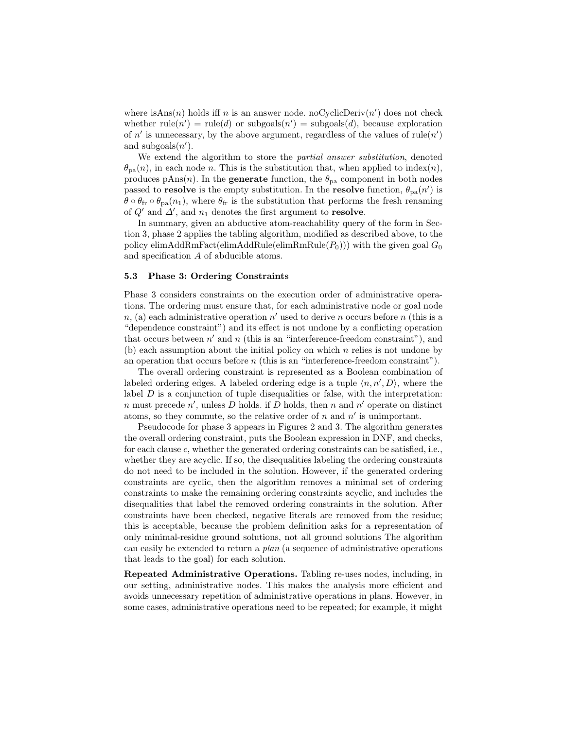where isAns($n$) holds iff $n$ is an answer node. noCyclicDeriv($n'$) does not check whether rule($n'$) = rule($d$) or subgoals($n'$) = subgoals($d$), because exploration of $n'$ is unnecessary, by the above argument, regardless of the values of rule($n'$) and subgoals($n'$).

We extend the algorithm to store the *partial answer substitution*, denoted $\theta_{\rm pa}(n)$, in each node $n$. This is the substitution that, when applied to index($n$), produces pAns($n$). In the **generate** function, the $\theta_{\rm pa}$ component in both nodes passed to **resolve** is the empty substitution. In the **resolve** function, $\theta_{\rm pa}(n')$ is $\theta \circ \theta_{\rm fr} \circ \theta_{\rm pa}(n_1)$, where $\theta_{\rm fr}$ is the substitution that performs the fresh renaming of $Q'$ and $\Delta'$, and $n_1$ denotes the first argument to **resolve**.

In summary, given an abductive atom-reachability query of the form in Section 3, phase 2 applies the tabling algorithm, modified as described above, to the policy elimAddRmFact(elimAddRule(elimRmRule($P_0$))) with the given goal $G_0$ and specification $A$ of abducible atoms.

### 5.3 Phase 3: Ordering Constraints

Phase 3 considers constraints on the execution order of administrative operations. The ordering must ensure that, for each administrative node or goal node $n$, (a) each administrative operation $n'$ used to derive $n$ occurs before $n$ (this is a "dependence constraint") and its effect is not undone by a conflicting operation that occurs between $n'$ and $n$ (this is an "interference-freedom constraint"), and (b) each assumption about the initial policy on which $n$ relies is not undone by an operation that occurs before $n$ (this is an "interference-freedom constraint").

The overall ordering constraint is represented as a Boolean combination of labeled ordering edges. A labeled ordering edge is a tuple $\langle n, n', D\rangle$, where the label $D$ is a conjunction of tuple disequalities or false, with the interpretation: $n$ must precede $n'$, unless $D$ holds. if $D$ holds, then $n$ and $n'$ operate on distinct atoms, so they commute, so the relative order of $n$ and $n'$ is unimportant.

Pseudocode for phase 3 appears in Figures 2 and 3. The algorithm generates the overall ordering constraint, puts the Boolean expression in DNF, and checks, for each clause $c$, whether the generated ordering constraints can be satisfied, i.e., whether they are acyclic. If so, the disequalities labeling the ordering constraints do not need to be included in the solution. However, if the generated ordering constraints are cyclic, then the algorithm removes a minimal set of ordering constraints to make the remaining ordering constraints acyclic, and includes the disequalities that label the removed ordering constraints in the solution. After constraints have been checked, negative literals are removed from the residue; this is acceptable, because the problem definition asks for a representation of only minimal-residue ground solutions, not all ground solutions The algorithm can easily be extended to return a *plan* (a sequence of administrative operations that leads to the goal) for each solution.

**Repeated Administrative Operations.** Tabling re-uses nodes, including, in our setting, administrative nodes. This makes the analysis more efficient and avoids unnecessary repetition of administrative operations in plans. However, in some cases, administrative operations need to be repeated; for example, it might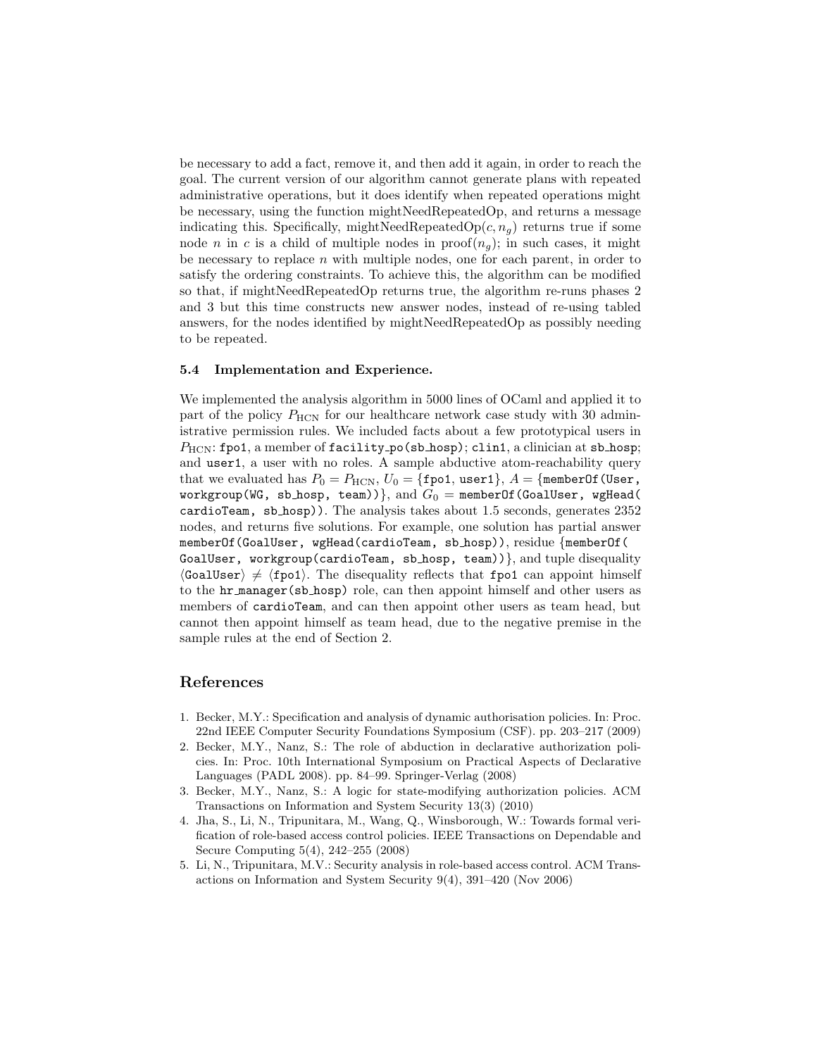be necessary to add a fact, remove it, and then add it again, in order to reach the goal. The current version of our algorithm cannot generate plans with repeated administrative operations, but it does identify when repeated operations might be necessary, using the function mightNeedRepeatedOp, and returns a message indicating this. Specifically, mightNeedRepeatedOp$(c, n_g)$ returns true if some node $n$ in $c$ is a child of multiple nodes in proof$(n_g)$; in such cases, it might be necessary to replace $n$ with multiple nodes, one for each parent, in order to satisfy the ordering constraints. To achieve this, the algorithm can be modified so that, if mightNeedRepeatedOp returns true, the algorithm re-runs phases 2 and 3 but this time constructs new answer nodes, instead of re-using tabled answers, for the nodes identified by mightNeedRepeatedOp as possibly needing to be repeated.

### 5.4 Implementation and Experience.

We implemented the analysis algorithm in 5000 lines of OCaml and applied it to part of the policy $P_{\mathrm{HCN}}$ for our healthcare network case study with 30 administrative permission rules. We included facts about a few prototypical users in $P_{\mathrm{HCN}}$: `fpo1`, a member of `facility_po(sb_hosp)`; `clin1`, a clinician at `sb_hosp`; and `user1`, a user with no roles. A sample abductive atom-reachability query that we evaluated has $P_0 = P_{\mathrm{HCN}}$, $U_0 = \{$`fpo1`, `user1`$\}$, $A = \{$`memberOf(User, workgroup(WG, sb_hosp, team))`$\}$, and $G_0 =$ `memberOf(GoalUser, wgHead(cardioTeam, sb_hosp))`. The analysis takes about 1.5 seconds, generates 2352 nodes, and returns five solutions. For example, one solution has partial answer `memberOf(GoalUser, wgHead(cardioTeam, sb_hosp))`, residue $\{$`memberOf(GoalUser, workgroup(cardioTeam, sb_hosp, team))`$\}$, and tuple disequality $\langle$`GoalUser`$\rangle \neq \langle$`fpo1`$\rangle$. The disequality reflects that `fpo1` can appoint himself to the `hr_manager(sb_hosp)` role, can then appoint himself and other users as members of `cardioTeam`, and can then appoint other users as team head, but cannot then appoint himself as team head, due to the negative premise in the sample rules at the end of Section 2.

## References

1. Becker, M.Y.: Specification and analysis of dynamic authorisation policies. In: Proc. 22nd IEEE Computer Security Foundations Symposium (CSF). pp. 203–217 (2009)
2. Becker, M.Y., Nanz, S.: The role of abduction in declarative authorization policies. In: Proc. 10th International Symposium on Practical Aspects of Declarative Languages (PADL 2008). pp. 84–99. Springer-Verlag (2008)
3. Becker, M.Y., Nanz, S.: A logic for state-modifying authorization policies. ACM Transactions on Information and System Security 13(3) (2010)
4. Jha, S., Li, N., Tripunitara, M., Wang, Q., Winsborough, W.: Towards formal verification of role-based access control policies. IEEE Transactions on Dependable and Secure Computing 5(4), 242–255 (2008)
5. Li, N., Tripunitara, M.V.: Security analysis in role-based access control. ACM Transactions on Information and System Security 9(4), 391–420 (Nov 2006)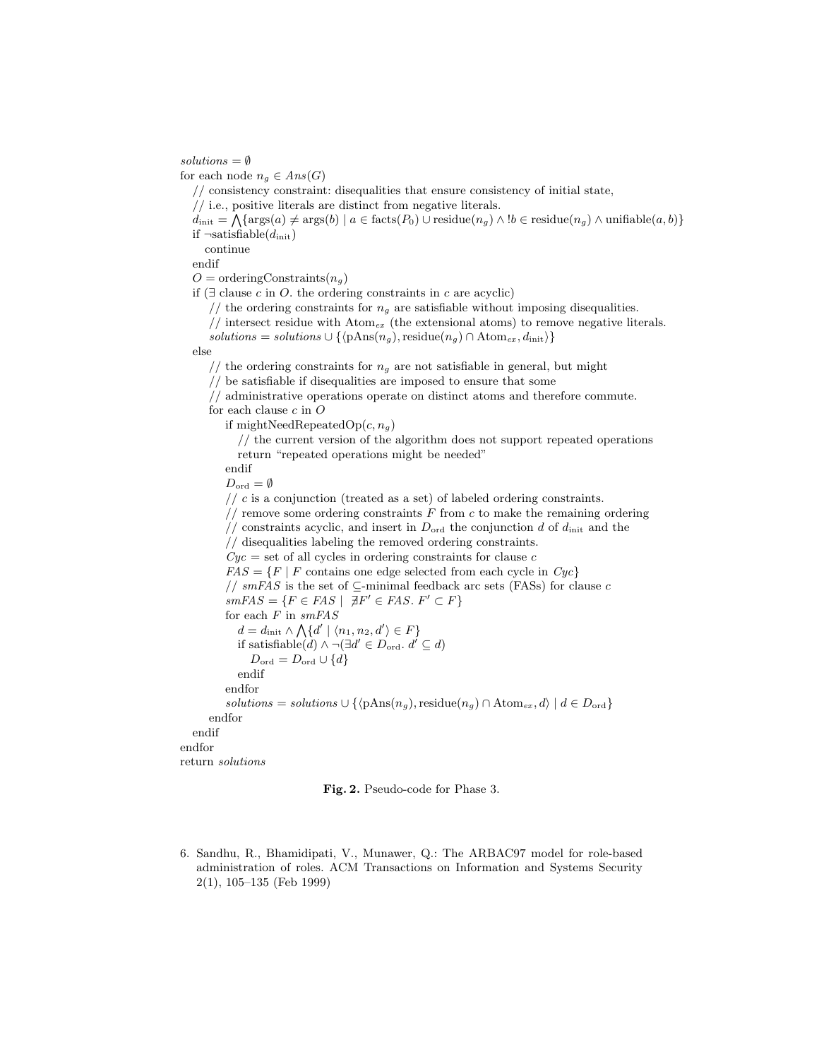```
solutions = ∅
for each node n_g ∈ Ans(G)
   // consistency constraint: disequalities that ensure consistency of initial state,
   // i.e., positive literals are distinct from negative literals.
   d_init = ⋀{args(a) ≠ args(b) | a ∈ facts(P_0) ∪ residue(n_g) ∧ !b ∈ residue(n_g) ∧ unifiable(a, b)}
   if ¬satisfiable(d_init)
      continue
   endif
   O = orderingConstraints(n_g)
   if (∃ clause c in O. the ordering constraints in c are acyclic)
       // the ordering constraints for n_g are satisfiable without imposing disequalities.
       // intersect residue with Atom_ex (the extensional atoms) to remove negative literals.
       solutions = solutions ∪ {⟨pAns(n_g), residue(n_g) ∩ Atom_ex, d_init⟩}
   else
       // the ordering constraints for n_g are not satisfiable in general, but might
       // be satisfiable if disequalities are imposed to ensure that some
       // administrative operations operate on distinct atoms and therefore commute.
       for each clause c in O
          if mightNeedRepeatedOp(c, n_g)
             // the current version of the algorithm does not support repeated operations
             return "repeated operations might be needed"
          endif
          D_ord = ∅
          // c is a conjunction (treated as a set) of labeled ordering constraints.
          // remove some ordering constraints F from c to make the remaining ordering
          // constraints acyclic, and insert in D_ord the conjunction d of d_init and the
          // disequalities labeling the removed ordering constraints.
          Cyc = set of all cycles in ordering constraints for clause c
          FAS = {F | F contains one edge selected from each cycle in Cyc}
          // smFAS is the set of ⊆-minimal feedback arc sets (FASs) for clause c
          smFAS = {F ∈ FAS | ∄F' ∈ FAS. F' ⊂ F}
          for each F in smFAS
             d = d_init ∧ ⋀{d' | ⟨n_1, n_2, d'⟩ ∈ F}
             if satisfiable(d) ∧ ¬(∃d' ∈ D_ord. d' ⊆ d)
                D_ord = D_ord ∪ {d}
             endif
          endfor
          solutions = solutions ∪ {⟨pAns(n_g), residue(n_g) ∩ Atom_ex, d⟩ | d ∈ D_ord}
       endfor
   endif
endfor
return solutions
```

**Fig. 2.** Pseudo-code for Phase 3.

6. Sandhu, R., Bhamidipati, V., Munawer, Q.: The ARBAC97 model for role-based administration of roles. ACM Transactions on Information and Systems Security 2(1), 105–135 (Feb 1999)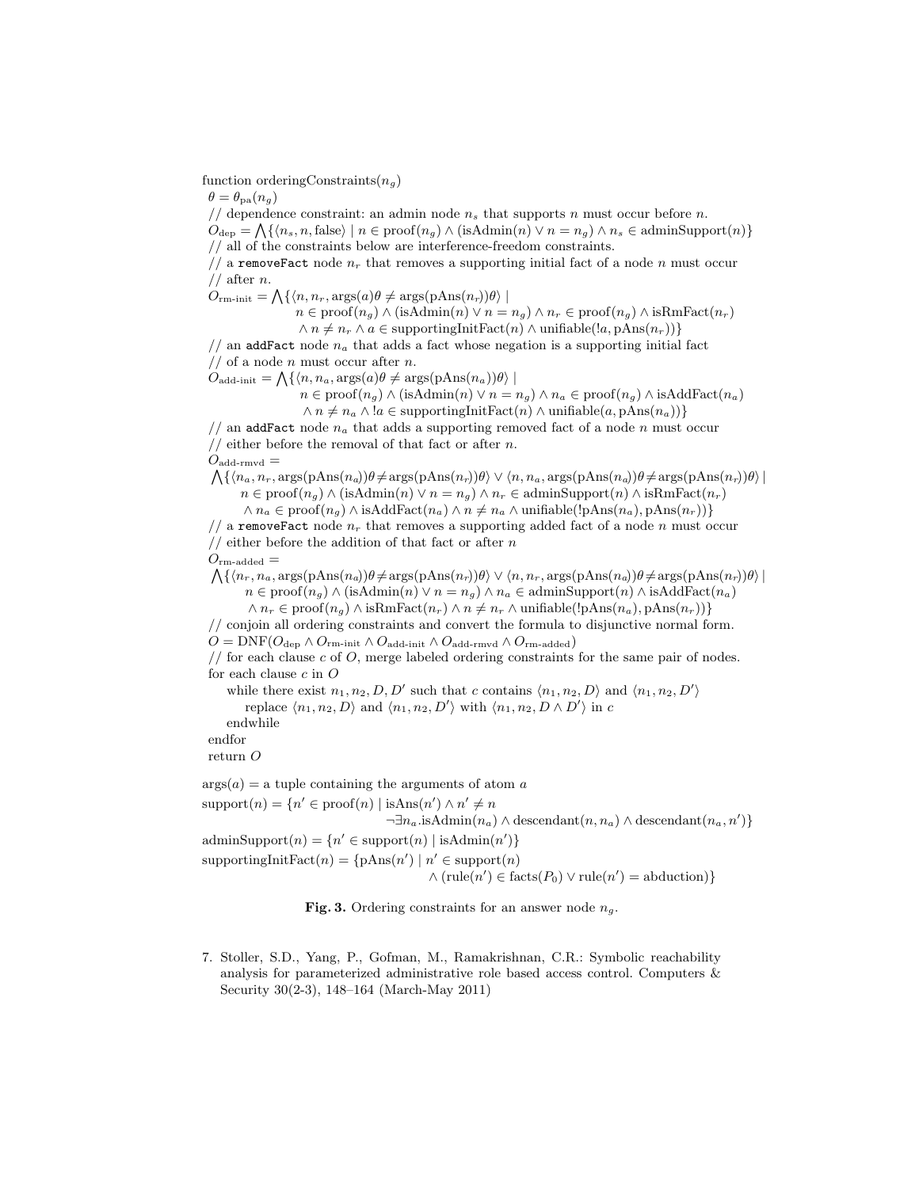function orderingConstraints($n_g$)

$\theta = \theta_{\mathrm{pa}}(n_g)$

// dependence constraint: an admin node $n_s$ that supports $n$ must occur before $n$.

$O_{\mathrm{dep}} = \bigwedge\{\langle n_s, n, \mathrm{false}\rangle \mid n \in \mathrm{proof}(n_g) \wedge (\mathrm{isAdmin}(n) \vee n = n_g) \wedge n_s \in \mathrm{adminSupport}(n)\}$

// all of the constraints below are interference-freedom constraints.

// a `removeFact` node $n_r$ that removes a supporting initial fact of a node $n$ must occur
// after $n$.

$O_{\text{rm-init}} = \bigwedge\{\langle n, n_r, \mathrm{args}(a)\theta \neq \mathrm{args}(\mathrm{pAns}(n_r))\theta\rangle \mid$
$\quad n \in \mathrm{proof}(n_g) \wedge (\mathrm{isAdmin}(n) \vee n = n_g) \wedge n_r \in \mathrm{proof}(n_g) \wedge \mathrm{isRmFact}(n_r)$
$\quad \wedge\, n \neq n_r \wedge a \in \mathrm{supportingInitFact}(n) \wedge \mathrm{unifiable}(!a, \mathrm{pAns}(n_r))\}$

// an `addFact` node $n_a$ that adds a fact whose negation is a supporting initial fact
// of a node $n$ must occur after $n$.

$O_{\text{add-init}} = \bigwedge\{\langle n, n_a, \mathrm{args}(a)\theta \neq \mathrm{args}(\mathrm{pAns}(n_a))\theta\rangle \mid$
$\quad n \in \mathrm{proof}(n_g) \wedge (\mathrm{isAdmin}(n) \vee n = n_g) \wedge n_a \in \mathrm{proof}(n_g) \wedge \mathrm{isAddFact}(n_a)$
$\quad \wedge\, n \neq n_a \wedge !a \in \mathrm{supportingInitFact}(n) \wedge \mathrm{unifiable}(a, \mathrm{pAns}(n_a))\}$

// an `addFact` node $n_a$ that adds a supporting removed fact of a node $n$ must occur
// either before the removal of that fact or after $n$.

$O_{\text{add-rmvd}} =$
$\bigwedge\{\langle n_a, n_r, \mathrm{args}(\mathrm{pAns}(n_a))\theta \neq \mathrm{args}(\mathrm{pAns}(n_r))\theta\rangle \vee \langle n, n_a, \mathrm{args}(\mathrm{pAns}(n_a))\theta \neq \mathrm{args}(\mathrm{pAns}(n_r))\theta\rangle \mid$
$\quad n \in \mathrm{proof}(n_g) \wedge (\mathrm{isAdmin}(n) \vee n = n_g) \wedge n_r \in \mathrm{adminSupport}(n) \wedge \mathrm{isRmFact}(n_r)$
$\quad \wedge\, n_a \in \mathrm{proof}(n_g) \wedge \mathrm{isAddFact}(n_a) \wedge n \neq n_a \wedge \mathrm{unifiable}(!\mathrm{pAns}(n_a), \mathrm{pAns}(n_r))\}$

// a `removeFact` node $n_r$ that removes a supporting added fact of a node $n$ must occur
// either before the addition of that fact or after $n$

$O_{\text{rm-added}} =$
$\bigwedge\{\langle n_r, n_a, \mathrm{args}(\mathrm{pAns}(n_a))\theta \neq \mathrm{args}(\mathrm{pAns}(n_r))\theta\rangle \vee \langle n, n_r, \mathrm{args}(\mathrm{pAns}(n_a))\theta \neq \mathrm{args}(\mathrm{pAns}(n_r))\theta\rangle \mid$
$\quad n \in \mathrm{proof}(n_g) \wedge (\mathrm{isAdmin}(n) \vee n = n_g) \wedge n_a \in \mathrm{adminSupport}(n) \wedge \mathrm{isAddFact}(n_a)$
$\quad \wedge\, n_r \in \mathrm{proof}(n_g) \wedge \mathrm{isRmFact}(n_r) \wedge n \neq n_r \wedge \mathrm{unifiable}(!\mathrm{pAns}(n_a), \mathrm{pAns}(n_r))\}$

// conjoin all ordering constraints and convert the formula to disjunctive normal form.

$O = \mathrm{DNF}(O_{\mathrm{dep}} \wedge O_{\text{rm-init}} \wedge O_{\text{add-init}} \wedge O_{\text{add-rmvd}} \wedge O_{\text{rm-added}})$

// for each clause $c$ of $O$, merge labeled ordering constraints for the same pair of nodes.

for each clause $c$ in $O$
  while there exist $n_1, n_2, D, D'$ such that $c$ contains $\langle n_1, n_2, D\rangle$ and $\langle n_1, n_2, D'\rangle$
    replace $\langle n_1, n_2, D\rangle$ and $\langle n_1, n_2, D'\rangle$ with $\langle n_1, n_2, D \wedge D'\rangle$ in $c$
  endwhile
endfor
return $O$

$\mathrm{args}(a) =$ a tuple containing the arguments of atom $a$

$\mathrm{support}(n) = \{n' \in \mathrm{proof}(n) \mid \mathrm{isAns}(n') \wedge n' \neq n$
$\qquad \neg\exists n_a.\mathrm{isAdmin}(n_a) \wedge \mathrm{descendant}(n, n_a) \wedge \mathrm{descendant}(n_a, n')\}$

$\mathrm{adminSupport}(n) = \{n' \in \mathrm{support}(n) \mid \mathrm{isAdmin}(n')\}$

$\mathrm{supportingInitFact}(n) = \{\mathrm{pAns}(n') \mid n' \in \mathrm{support}(n)$
$\qquad \wedge\, (\mathrm{rule}(n') \in \mathrm{facts}(P_0) \vee \mathrm{rule}(n') = \mathrm{abduction})\}$

**Fig. 3.** Ordering constraints for an answer node $n_g$.

7. Stoller, S.D., Yang, P., Gofman, M., Ramakrishnan, C.R.: Symbolic reachability analysis for parameterized administrative role based access control. Computers & Security 30(2-3), 148–164 (March-May 2011)